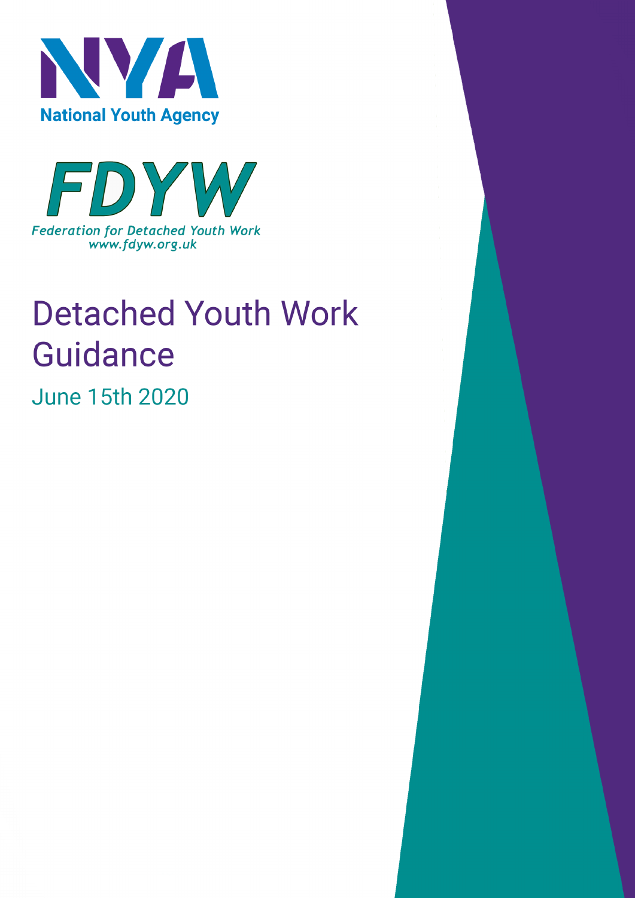National Youth Agency

FDYW

Federation for Detached Youth Work
www.fdyw.org.uk

# Detached Youth Work Guidance

June 15th 2020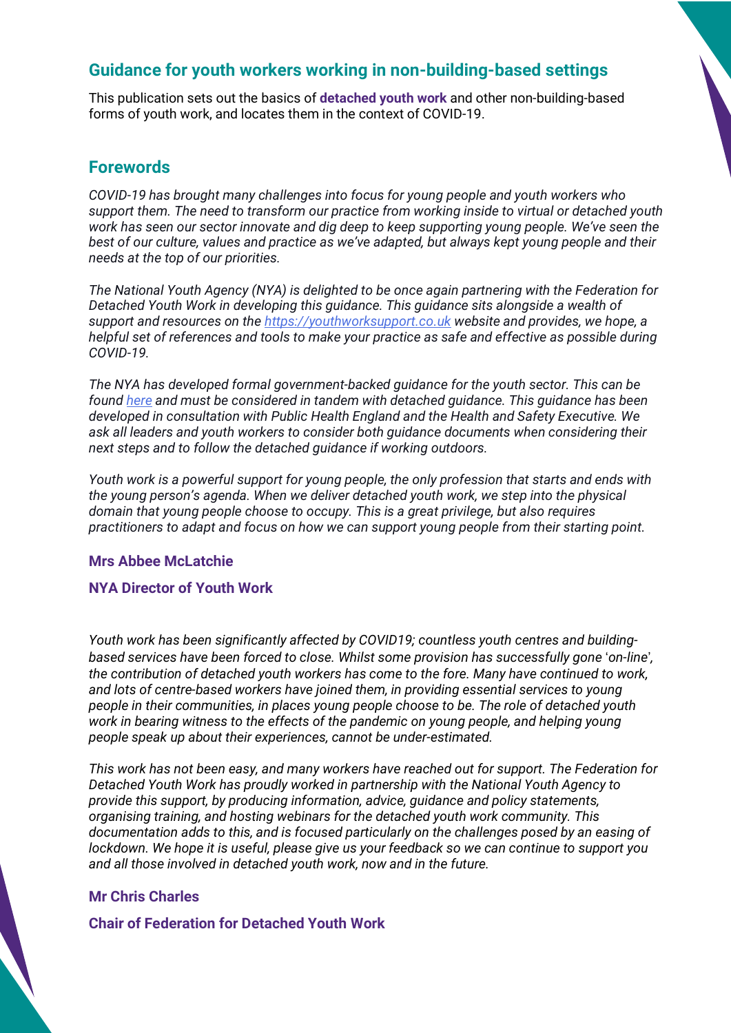## Guidance for youth workers working in non-building-based settings

This publication sets out the basics of **detached youth work** and other non-building-based forms of youth work, and locates them in the context of COVID-19.

## Forewords

*COVID-19 has brought many challenges into focus for young people and youth workers who support them. The need to transform our practice from working inside to virtual or detached youth work has seen our sector innovate and dig deep to keep supporting young people. We've seen the best of our culture, values and practice as we've adapted, but always kept young people and their needs at the top of our priorities.*

*The National Youth Agency (NYA) is delighted to be once again partnering with the Federation for Detached Youth Work in developing this guidance. This guidance sits alongside a wealth of support and resources on the [https://youthworksupport.co.uk](https://youthworksupport.co.uk) website and provides, we hope, a helpful set of references and tools to make your practice as safe and effective as possible during COVID-19.*

*The NYA has developed formal government-backed guidance for the youth sector. This can be found [here]() and must be considered in tandem with detached guidance. This guidance has been developed in consultation with Public Health England and the Health and Safety Executive. We ask all leaders and youth workers to consider both guidance documents when considering their next steps and to follow the detached guidance if working outdoors.*

*Youth work is a powerful support for young people, the only profession that starts and ends with the young person's agenda. When we deliver detached youth work, we step into the physical domain that young people choose to occupy. This is a great privilege, but also requires practitioners to adapt and focus on how we can support young people from their starting point.*

**Mrs Abbee McLatchie**

**NYA Director of Youth Work**

*Youth work has been significantly affected by COVID19; countless youth centres and building-based services have been forced to close. Whilst some provision has successfully gone 'on-line', the contribution of detached youth workers has come to the fore. Many have continued to work, and lots of centre-based workers have joined them, in providing essential services to young people in their communities, in places young people choose to be. The role of detached youth work in bearing witness to the effects of the pandemic on young people, and helping young people speak up about their experiences, cannot be under-estimated.*

*This work has not been easy, and many workers have reached out for support. The Federation for Detached Youth Work has proudly worked in partnership with the National Youth Agency to provide this support, by producing information, advice, guidance and policy statements, organising training, and hosting webinars for the detached youth work community. This documentation adds to this, and is focused particularly on the challenges posed by an easing of lockdown. We hope it is useful, please give us your feedback so we can continue to support you and all those involved in detached youth work, now and in the future.*

**Mr Chris Charles**

**Chair of Federation for Detached Youth Work**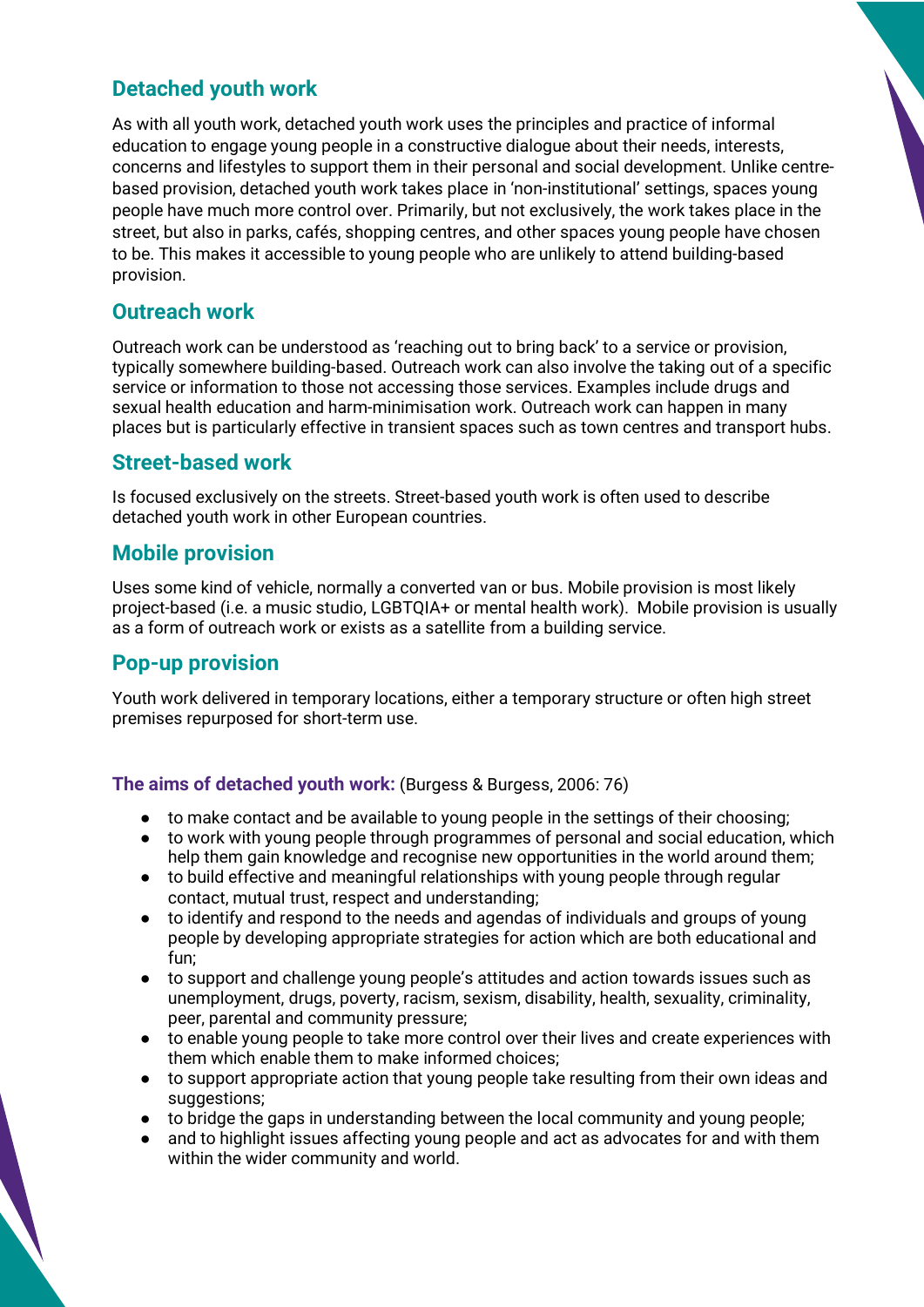## Detached youth work

As with all youth work, detached youth work uses the principles and practice of informal education to engage young people in a constructive dialogue about their needs, interests, concerns and lifestyles to support them in their personal and social development. Unlike centre-based provision, detached youth work takes place in 'non-institutional' settings, spaces young people have much more control over. Primarily, but not exclusively, the work takes place in the street, but also in parks, cafés, shopping centres, and other spaces young people have chosen to be. This makes it accessible to young people who are unlikely to attend building-based provision.

## Outreach work

Outreach work can be understood as 'reaching out to bring back' to a service or provision, typically somewhere building-based. Outreach work can also involve the taking out of a specific service or information to those not accessing those services. Examples include drugs and sexual health education and harm-minimisation work. Outreach work can happen in many places but is particularly effective in transient spaces such as town centres and transport hubs.

## Street-based work

Is focused exclusively on the streets. Street-based youth work is often used to describe detached youth work in other European countries.

## Mobile provision

Uses some kind of vehicle, normally a converted van or bus. Mobile provision is most likely project-based (i.e. a music studio, LGBTQIA+ or mental health work). Mobile provision is usually as a form of outreach work or exists as a satellite from a building service.

## Pop-up provision

Youth work delivered in temporary locations, either a temporary structure or often high street premises repurposed for short-term use.

**The aims of detached youth work:** (Burgess & Burgess, 2006: 76)

- to make contact and be available to young people in the settings of their choosing;
- to work with young people through programmes of personal and social education, which help them gain knowledge and recognise new opportunities in the world around them;
- to build effective and meaningful relationships with young people through regular contact, mutual trust, respect and understanding;
- to identify and respond to the needs and agendas of individuals and groups of young people by developing appropriate strategies for action which are both educational and fun;
- to support and challenge young people's attitudes and action towards issues such as unemployment, drugs, poverty, racism, sexism, disability, health, sexuality, criminality, peer, parental and community pressure;
- to enable young people to take more control over their lives and create experiences with them which enable them to make informed choices;
- to support appropriate action that young people take resulting from their own ideas and suggestions;
- to bridge the gaps in understanding between the local community and young people;
- and to highlight issues affecting young people and act as advocates for and with them within the wider community and world.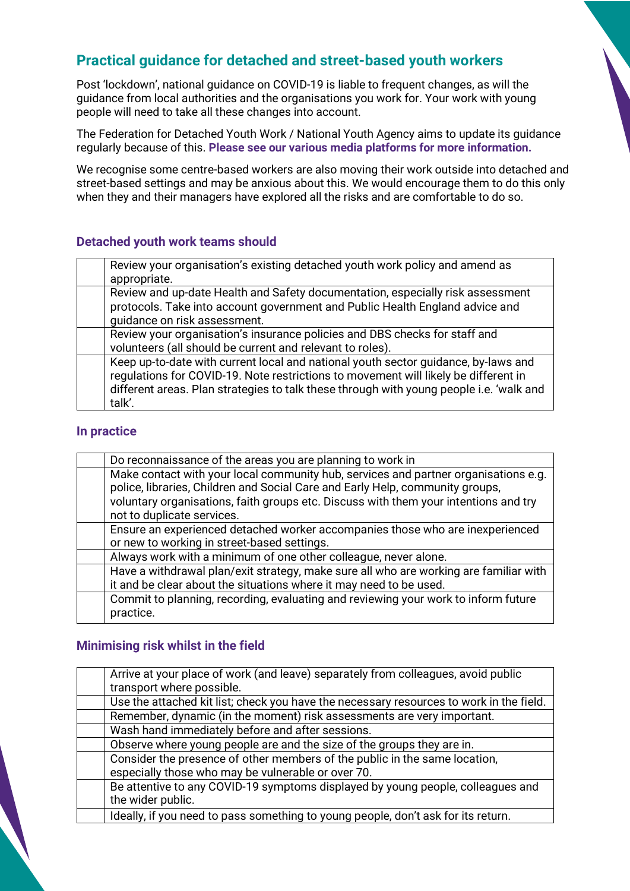## Practical guidance for detached and street-based youth workers

Post 'lockdown', national guidance on COVID-19 is liable to frequent changes, as will the guidance from local authorities and the organisations you work for. Your work with young people will need to take all these changes into account.

The Federation for Detached Youth Work / National Youth Agency aims to update its guidance regularly because of this. **Please see our various media platforms for more information.**

We recognise some centre-based workers are also moving their work outside into detached and street-based settings and may be anxious about this. We would encourage them to do this only when they and their managers have explored all the risks and are comfortable to do so.

### Detached youth work teams should

| | |
|---|---|
| | Review your organisation's existing detached youth work policy and amend as appropriate. |
| | Review and up-date Health and Safety documentation, especially risk assessment protocols. Take into account government and Public Health England advice and guidance on risk assessment. |
| | Review your organisation's insurance policies and DBS checks for staff and volunteers (all should be current and relevant to roles). |
| | Keep up-to-date with current local and national youth sector guidance, by-laws and regulations for COVID-19. Note restrictions to movement will likely be different in different areas. Plan strategies to talk these through with young people i.e. 'walk and talk'. |

### In practice

| | |
|---|---|
| | Do reconnaissance of the areas you are planning to work in |
| | Make contact with your local community hub, services and partner organisations e.g. police, libraries, Children and Social Care and Early Help, community groups, voluntary organisations, faith groups etc. Discuss with them your intentions and try not to duplicate services. |
| | Ensure an experienced detached worker accompanies those who are inexperienced or new to working in street-based settings. |
| | Always work with a minimum of one other colleague, never alone. |
| | Have a withdrawal plan/exit strategy, make sure all who are working are familiar with it and be clear about the situations where it may need to be used. |
| | Commit to planning, recording, evaluating and reviewing your work to inform future practice. |

### Minimising risk whilst in the field

| | |
|---|---|
| | Arrive at your place of work (and leave) separately from colleagues, avoid public transport where possible. |
| | Use the attached kit list; check you have the necessary resources to work in the field. |
| | Remember, dynamic (in the moment) risk assessments are very important. |
| | Wash hand immediately before and after sessions. |
| | Observe where young people are and the size of the groups they are in. |
| | Consider the presence of other members of the public in the same location, especially those who may be vulnerable or over 70. |
| | Be attentive to any COVID-19 symptoms displayed by young people, colleagues and the wider public. |
| | Ideally, if you need to pass something to young people, don't ask for its return. |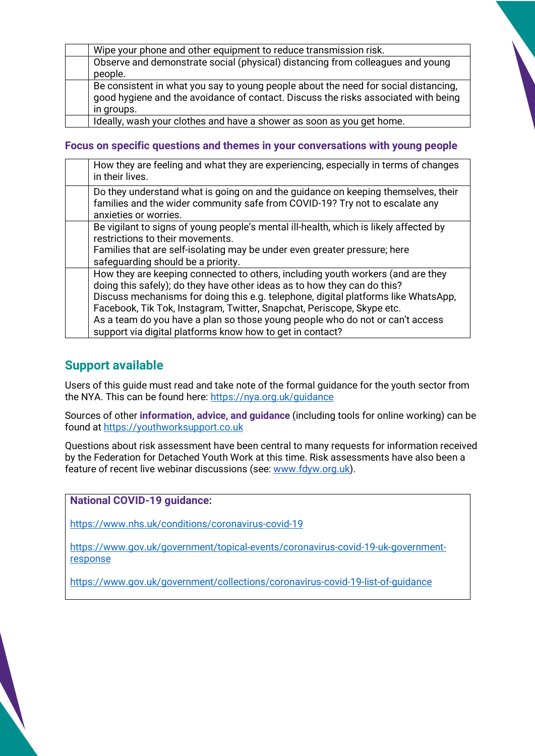| | |
|---|---|
| | Wipe your phone and other equipment to reduce transmission risk. |
| | Observe and demonstrate social (physical) distancing from colleagues and young people. |
| | Be consistent in what you say to young people about the need for social distancing, good hygiene and the avoidance of contact. Discuss the risks associated with being in groups. |
| | Ideally, wash your clothes and have a shower as soon as you get home. |

### Focus on specific questions and themes in your conversations with young people

| | |
|---|---|
| | How they are feeling and what they are experiencing, especially in terms of changes in their lives. |
| | Do they understand what is going on and the guidance on keeping themselves, their families and the wider community safe from COVID-19? Try not to escalate any anxieties or worries. |
| | Be vigilant to signs of young people's mental ill-health, which is likely affected by restrictions to their movements.<br>Families that are self-isolating may be under even greater pressure; here safeguarding should be a priority. |
| | How they are keeping connected to others, including youth workers (and are they doing this safely); do they have other ideas as to how they can do this?<br>Discuss mechanisms for doing this e.g. telephone, digital platforms like WhatsApp, Facebook, Tik Tok, Instagram, Twitter, Snapchat, Periscope, Skype etc.<br>As a team do you have a plan so those young people who do not or can't access support via digital platforms know how to get in contact? |

## Support available

Users of this guide must read and take note of the formal guidance for the youth sector from the NYA. This can be found here: https://nya.org.uk/guidance

Sources of other **information, advice, and guidance** (including tools for online working) can be found at https://youthworksupport.co.uk

Questions about risk assessment have been central to many requests for information received by the Federation for Detached Youth Work at this time. Risk assessments have also been a feature of recent live webinar discussions (see: www.fdyw.org.uk).

**National COVID-19 guidance:**

https://www.nhs.uk/conditions/coronavirus-covid-19

https://www.gov.uk/government/topical-events/coronavirus-covid-19-uk-government-response

https://www.gov.uk/government/collections/coronavirus-covid-19-list-of-guidance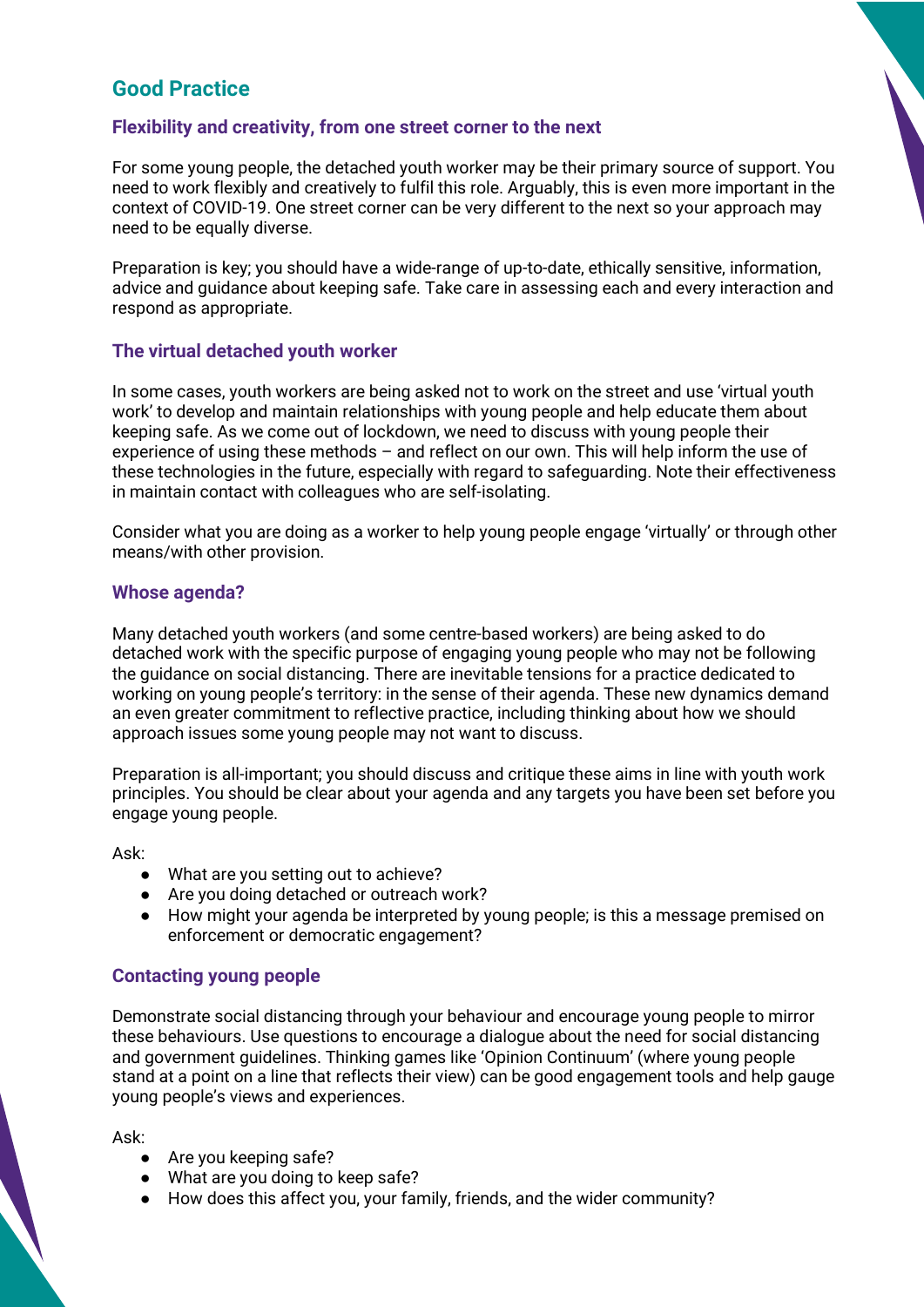## Good Practice

### Flexibility and creativity, from one street corner to the next

For some young people, the detached youth worker may be their primary source of support. You need to work flexibly and creatively to fulfil this role. Arguably, this is even more important in the context of COVID-19. One street corner can be very different to the next so your approach may need to be equally diverse.

Preparation is key; you should have a wide-range of up-to-date, ethically sensitive, information, advice and guidance about keeping safe. Take care in assessing each and every interaction and respond as appropriate.

### The virtual detached youth worker

In some cases, youth workers are being asked not to work on the street and use 'virtual youth work' to develop and maintain relationships with young people and help educate them about keeping safe. As we come out of lockdown, we need to discuss with young people their experience of using these methods – and reflect on our own. This will help inform the use of these technologies in the future, especially with regard to safeguarding. Note their effectiveness in maintain contact with colleagues who are self-isolating.

Consider what you are doing as a worker to help young people engage 'virtually' or through other means/with other provision.

### Whose agenda?

Many detached youth workers (and some centre-based workers) are being asked to do detached work with the specific purpose of engaging young people who may not be following the guidance on social distancing. There are inevitable tensions for a practice dedicated to working on young people's territory: in the sense of their agenda. These new dynamics demand an even greater commitment to reflective practice, including thinking about how we should approach issues some young people may not want to discuss.

Preparation is all-important; you should discuss and critique these aims in line with youth work principles. You should be clear about your agenda and any targets you have been set before you engage young people.

Ask:

- What are you setting out to achieve?
- Are you doing detached or outreach work?
- How might your agenda be interpreted by young people; is this a message premised on enforcement or democratic engagement?

### Contacting young people

Demonstrate social distancing through your behaviour and encourage young people to mirror these behaviours. Use questions to encourage a dialogue about the need for social distancing and government guidelines. Thinking games like 'Opinion Continuum' (where young people stand at a point on a line that reflects their view) can be good engagement tools and help gauge young people's views and experiences.

Ask:

- Are you keeping safe?
- What are you doing to keep safe?
- How does this affect you, your family, friends, and the wider community?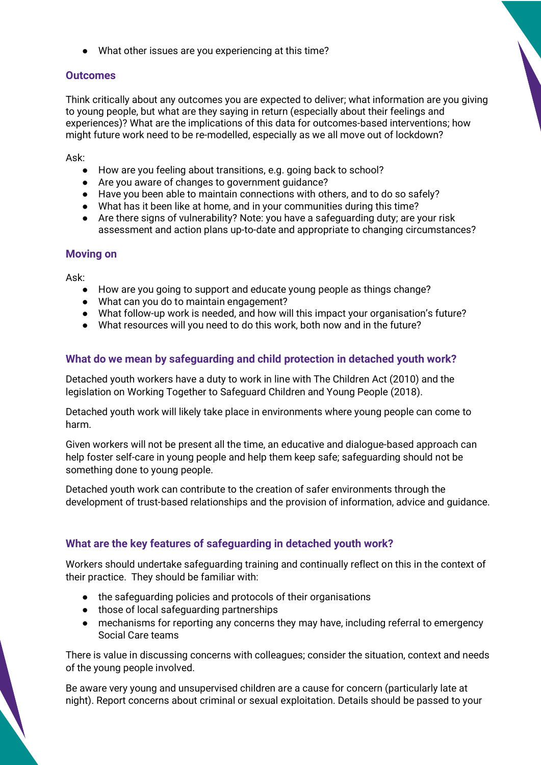- What other issues are you experiencing at this time?

### Outcomes

Think critically about any outcomes you are expected to deliver; what information are you giving to young people, but what are they saying in return (especially about their feelings and experiences)? What are the implications of this data for outcomes-based interventions; how might future work need to be re-modelled, especially as we all move out of lockdown?

Ask:

- How are you feeling about transitions, e.g. going back to school?
- Are you aware of changes to government guidance?
- Have you been able to maintain connections with others, and to do so safely?
- What has it been like at home, and in your communities during this time?
- Are there signs of vulnerability? Note: you have a safeguarding duty; are your risk assessment and action plans up-to-date and appropriate to changing circumstances?

### Moving on

Ask:

- How are you going to support and educate young people as things change?
- What can you do to maintain engagement?
- What follow-up work is needed, and how will this impact your organisation's future?
- What resources will you need to do this work, both now and in the future?

### What do we mean by safeguarding and child protection in detached youth work?

Detached youth workers have a duty to work in line with The Children Act (2010) and the legislation on Working Together to Safeguard Children and Young People (2018).

Detached youth work will likely take place in environments where young people can come to harm.

Given workers will not be present all the time, an educative and dialogue-based approach can help foster self-care in young people and help them keep safe; safeguarding should not be something done to young people.

Detached youth work can contribute to the creation of safer environments through the development of trust-based relationships and the provision of information, advice and guidance.

### What are the key features of safeguarding in detached youth work?

Workers should undertake safeguarding training and continually reflect on this in the context of their practice. They should be familiar with:

- the safeguarding policies and protocols of their organisations
- those of local safeguarding partnerships
- mechanisms for reporting any concerns they may have, including referral to emergency Social Care teams

There is value in discussing concerns with colleagues; consider the situation, context and needs of the young people involved.

Be aware very young and unsupervised children are a cause for concern (particularly late at night). Report concerns about criminal or sexual exploitation. Details should be passed to your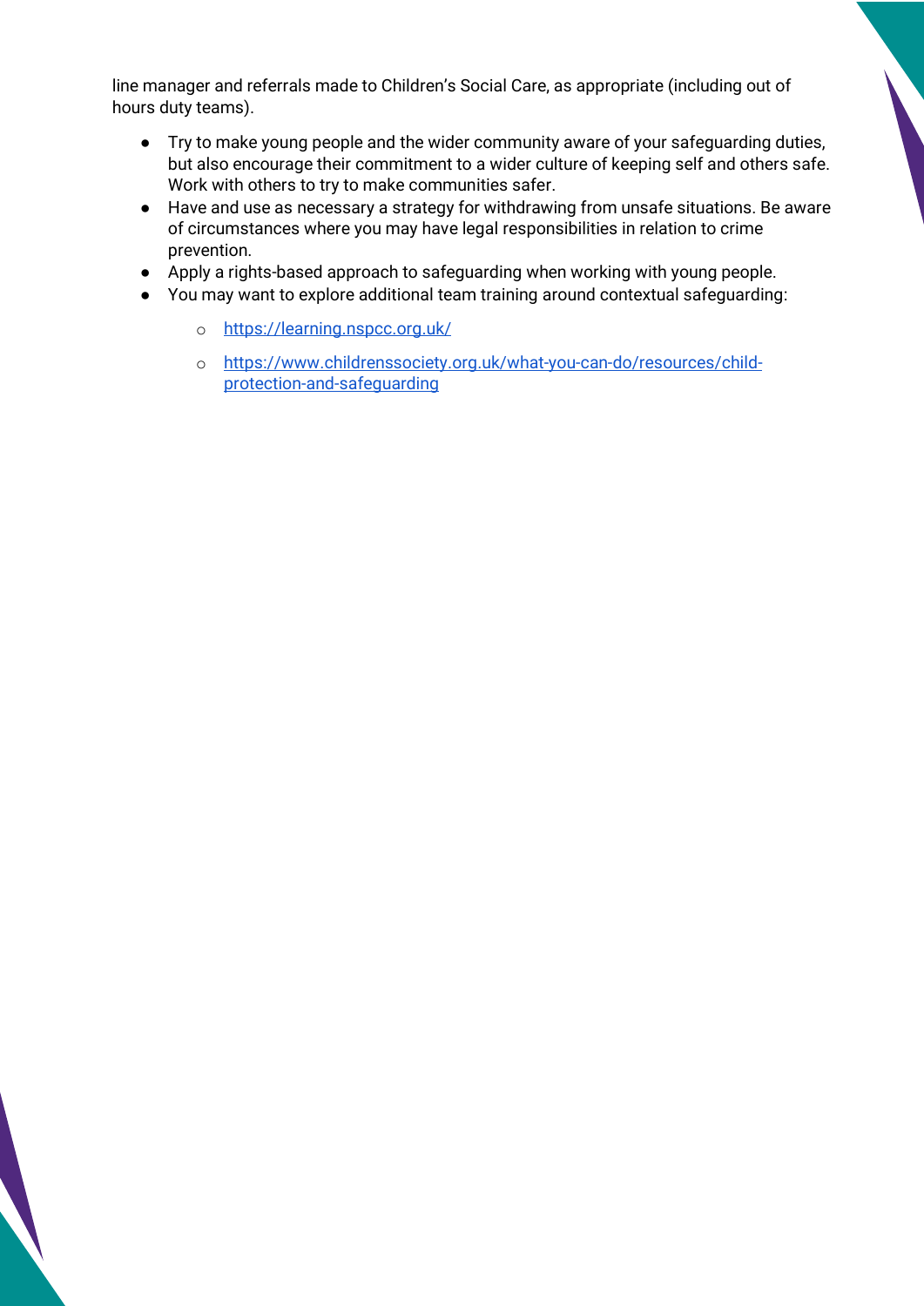line manager and referrals made to Children's Social Care, as appropriate (including out of hours duty teams).

- Try to make young people and the wider community aware of your safeguarding duties, but also encourage their commitment to a wider culture of keeping self and others safe. Work with others to try to make communities safer.
- Have and use as necessary a strategy for withdrawing from unsafe situations. Be aware of circumstances where you may have legal responsibilities in relation to crime prevention.
- Apply a rights-based approach to safeguarding when working with young people.
- You may want to explore additional team training around contextual safeguarding:
    - https://learning.nspcc.org.uk/
    - https://www.childrenssociety.org.uk/what-you-can-do/resources/child-protection-and-safeguarding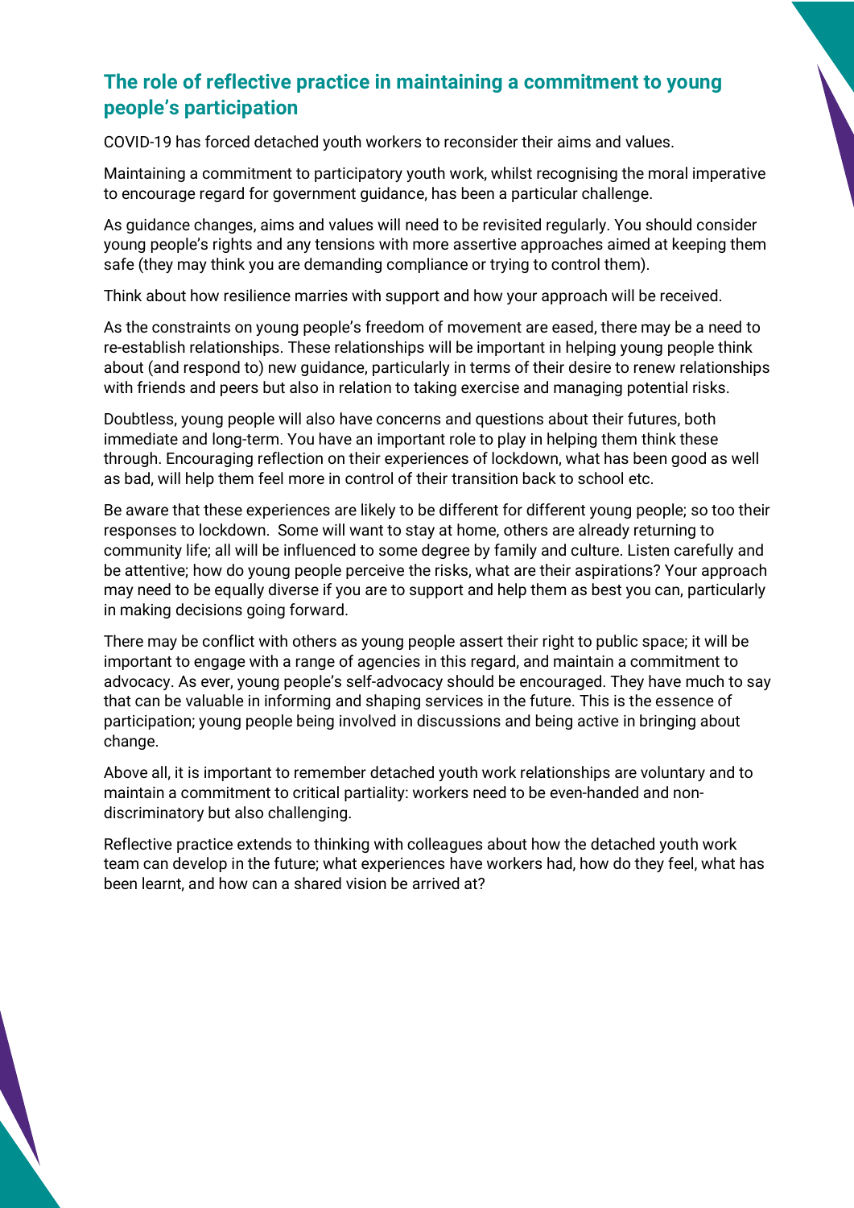## The role of reflective practice in maintaining a commitment to young people's participation

COVID-19 has forced detached youth workers to reconsider their aims and values.

Maintaining a commitment to participatory youth work, whilst recognising the moral imperative to encourage regard for government guidance, has been a particular challenge.

As guidance changes, aims and values will need to be revisited regularly. You should consider young people's rights and any tensions with more assertive approaches aimed at keeping them safe (they may think you are demanding compliance or trying to control them).

Think about how resilience marries with support and how your approach will be received.

As the constraints on young people's freedom of movement are eased, there may be a need to re-establish relationships. These relationships will be important in helping young people think about (and respond to) new guidance, particularly in terms of their desire to renew relationships with friends and peers but also in relation to taking exercise and managing potential risks.

Doubtless, young people will also have concerns and questions about their futures, both immediate and long-term. You have an important role to play in helping them think these through. Encouraging reflection on their experiences of lockdown, what has been good as well as bad, will help them feel more in control of their transition back to school etc.

Be aware that these experiences are likely to be different for different young people; so too their responses to lockdown. Some will want to stay at home, others are already returning to community life; all will be influenced to some degree by family and culture. Listen carefully and be attentive; how do young people perceive the risks, what are their aspirations? Your approach may need to be equally diverse if you are to support and help them as best you can, particularly in making decisions going forward.

There may be conflict with others as young people assert their right to public space; it will be important to engage with a range of agencies in this regard, and maintain a commitment to advocacy. As ever, young people's self-advocacy should be encouraged. They have much to say that can be valuable in informing and shaping services in the future. This is the essence of participation; young people being involved in discussions and being active in bringing about change.

Above all, it is important to remember detached youth work relationships are voluntary and to maintain a commitment to critical partiality: workers need to be even-handed and non-discriminatory but also challenging.

Reflective practice extends to thinking with colleagues about how the detached youth work team can develop in the future; what experiences have workers had, how do they feel, what has been learnt, and how can a shared vision be arrived at?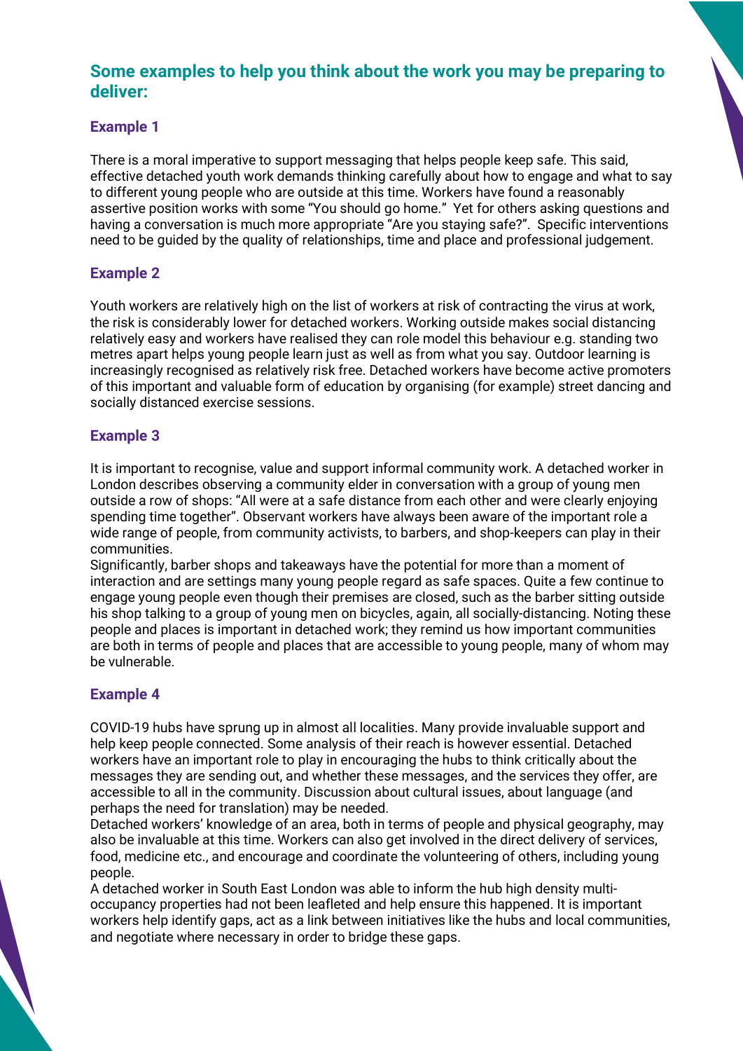## Some examples to help you think about the work you may be preparing to deliver:

### Example 1

There is a moral imperative to support messaging that helps people keep safe. This said, effective detached youth work demands thinking carefully about how to engage and what to say to different young people who are outside at this time. Workers have found a reasonably assertive position works with some "You should go home." Yet for others asking questions and having a conversation is much more appropriate "Are you staying safe?". Specific interventions need to be guided by the quality of relationships, time and place and professional judgement.

### Example 2

Youth workers are relatively high on the list of workers at risk of contracting the virus at work, the risk is considerably lower for detached workers. Working outside makes social distancing relatively easy and workers have realised they can role model this behaviour e.g. standing two metres apart helps young people learn just as well as from what you say. Outdoor learning is increasingly recognised as relatively risk free. Detached workers have become active promoters of this important and valuable form of education by organising (for example) street dancing and socially distanced exercise sessions.

### Example 3

It is important to recognise, value and support informal community work. A detached worker in London describes observing a community elder in conversation with a group of young men outside a row of shops: "All were at a safe distance from each other and were clearly enjoying spending time together". Observant workers have always been aware of the important role a wide range of people, from community activists, to barbers, and shop-keepers can play in their communities.

Significantly, barber shops and takeaways have the potential for more than a moment of interaction and are settings many young people regard as safe spaces. Quite a few continue to engage young people even though their premises are closed, such as the barber sitting outside his shop talking to a group of young men on bicycles, again, all socially-distancing. Noting these people and places is important in detached work; they remind us how important communities are both in terms of people and places that are accessible to young people, many of whom may be vulnerable.

### Example 4

COVID-19 hubs have sprung up in almost all localities. Many provide invaluable support and help keep people connected. Some analysis of their reach is however essential. Detached workers have an important role to play in encouraging the hubs to think critically about the messages they are sending out, and whether these messages, and the services they offer, are accessible to all in the community. Discussion about cultural issues, about language (and perhaps the need for translation) may be needed.

Detached workers' knowledge of an area, both in terms of people and physical geography, may also be invaluable at this time. Workers can also get involved in the direct delivery of services, food, medicine etc., and encourage and coordinate the volunteering of others, including young people.

A detached worker in South East London was able to inform the hub high density multi-occupancy properties had not been leafleted and help ensure this happened. It is important workers help identify gaps, act as a link between initiatives like the hubs and local communities, and negotiate where necessary in order to bridge these gaps.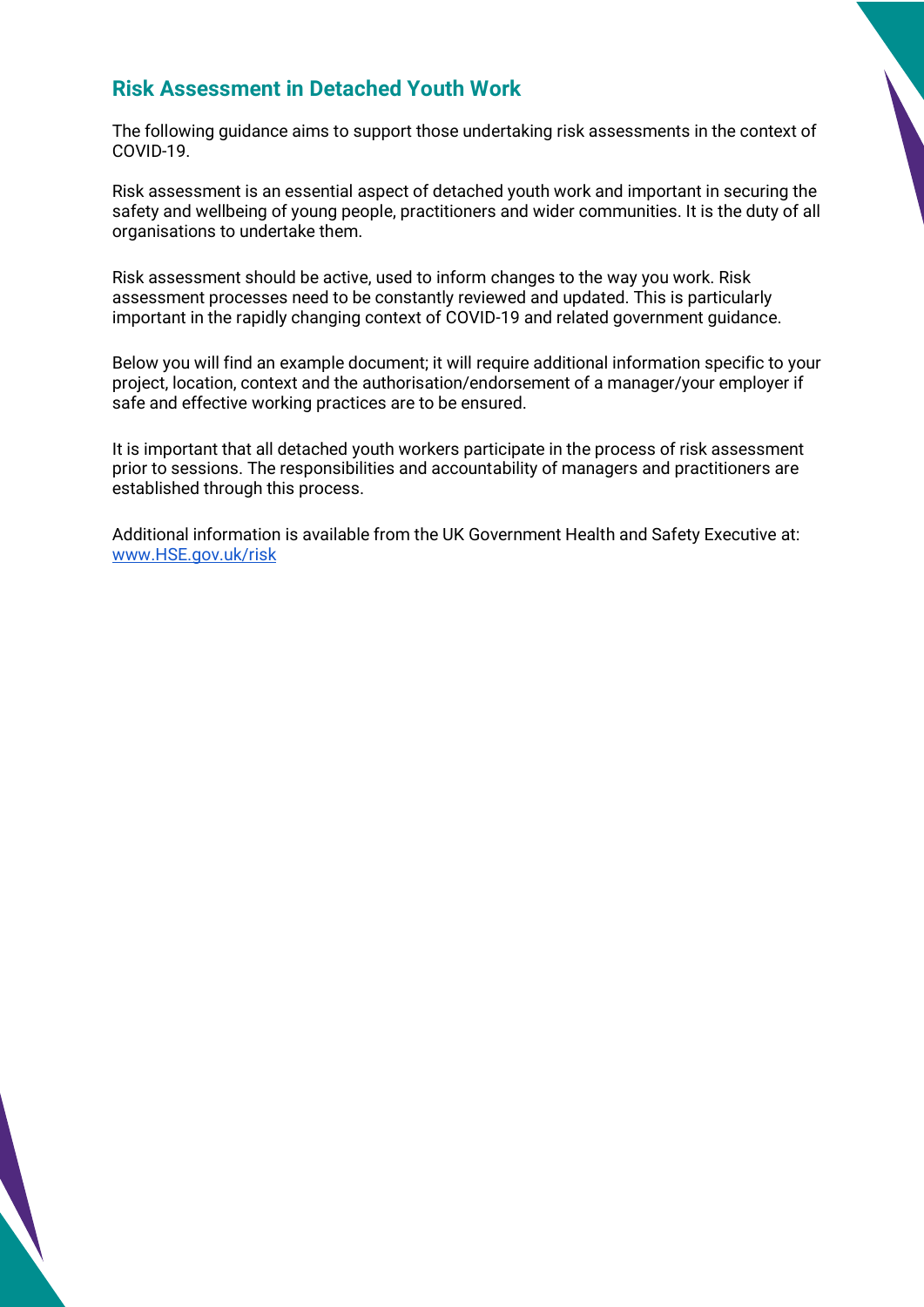## Risk Assessment in Detached Youth Work

The following guidance aims to support those undertaking risk assessments in the context of COVID-19.

Risk assessment is an essential aspect of detached youth work and important in securing the safety and wellbeing of young people, practitioners and wider communities. It is the duty of all organisations to undertake them.

Risk assessment should be active, used to inform changes to the way you work. Risk assessment processes need to be constantly reviewed and updated. This is particularly important in the rapidly changing context of COVID-19 and related government guidance.

Below you will find an example document; it will require additional information specific to your project, location, context and the authorisation/endorsement of a manager/your employer if safe and effective working practices are to be ensured.

It is important that all detached youth workers participate in the process of risk assessment prior to sessions. The responsibilities and accountability of managers and practitioners are established through this process.

Additional information is available from the UK Government Health and Safety Executive at: [www.HSE.gov.uk/risk](http://www.HSE.gov.uk/risk)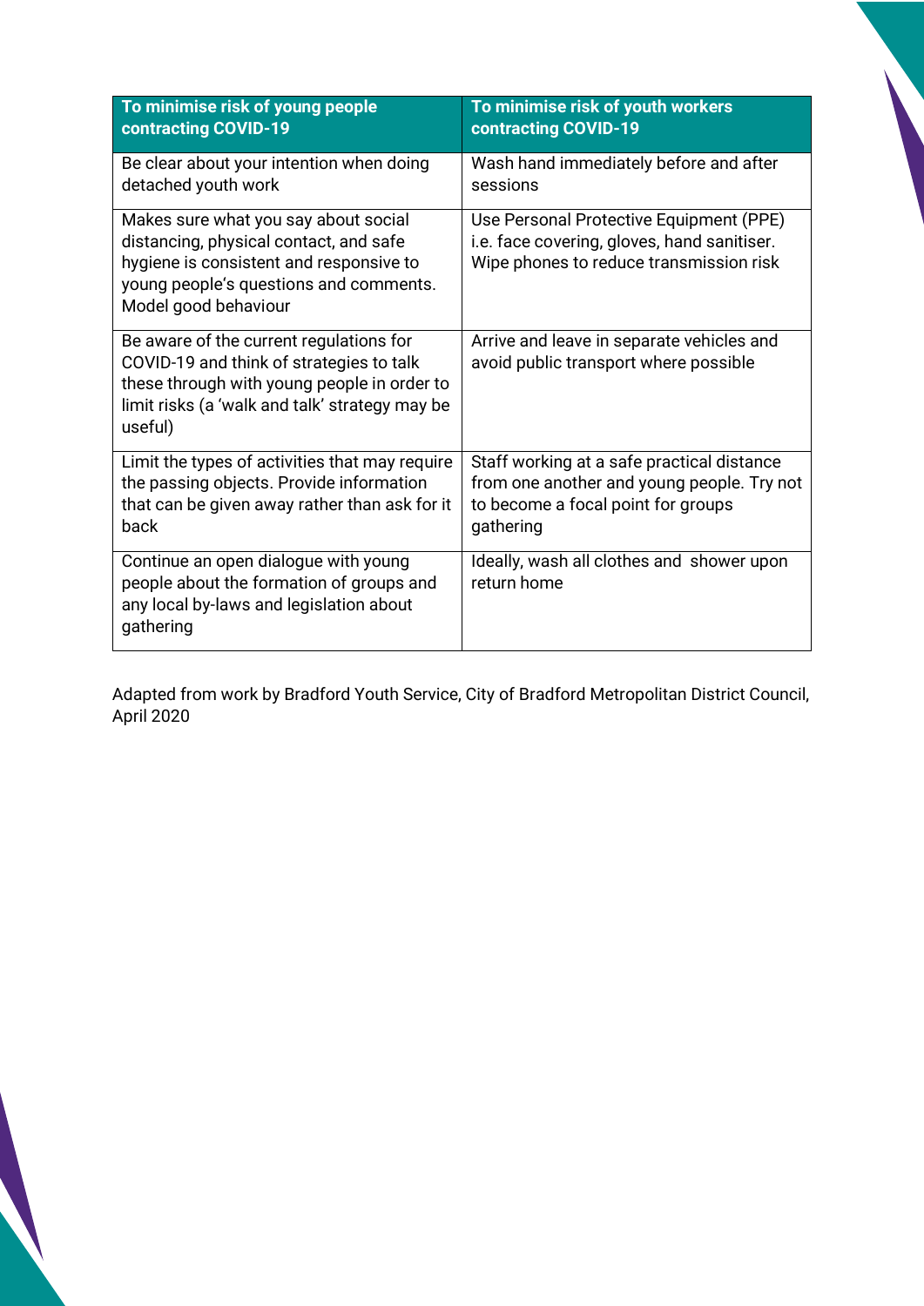| To minimise risk of young people contracting COVID-19 | To minimise risk of youth workers contracting COVID-19 |
|---|---|
| Be clear about your intention when doing detached youth work | Wash hand immediately before and after sessions |
| Makes sure what you say about social distancing, physical contact, and safe hygiene is consistent and responsive to young people's questions and comments. Model good behaviour | Use Personal Protective Equipment (PPE) i.e. face covering, gloves, hand sanitiser. Wipe phones to reduce transmission risk |
| Be aware of the current regulations for COVID-19 and think of strategies to talk these through with young people in order to limit risks (a 'walk and talk' strategy may be useful) | Arrive and leave in separate vehicles and avoid public transport where possible |
| Limit the types of activities that may require the passing objects. Provide information that can be given away rather than ask for it back | Staff working at a safe practical distance from one another and young people. Try not to become a focal point for groups gathering |
| Continue an open dialogue with young people about the formation of groups and any local by-laws and legislation about gathering | Ideally, wash all clothes and shower upon return home |

Adapted from work by Bradford Youth Service, City of Bradford Metropolitan District Council, April 2020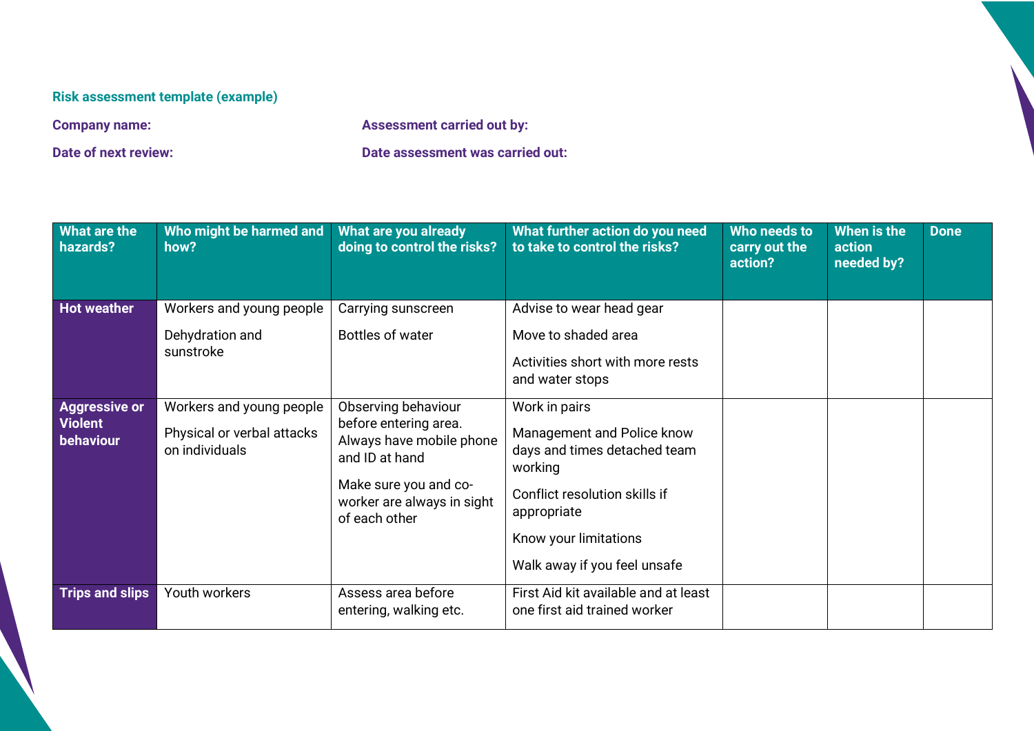**Risk assessment template (example)**

**Company name:**

**Assessment carried out by:**

**Date of next review:**

**Date assessment was carried out:**

| What are the hazards? | Who might be harmed and how? | What are you already doing to control the risks? | What further action do you need to take to control the risks? | Who needs to carry out the action? | When is the action needed by? | Done |
|---|---|---|---|---|---|---|
| **Hot weather** | Workers and young people<br><br>Dehydration and sunstroke | Carrying sunscreen<br><br>Bottles of water | Advise to wear head gear<br><br>Move to shaded area<br><br>Activities short with more rests and water stops | | | |
| **Aggressive or Violent behaviour** | Workers and young people<br><br>Physical or verbal attacks on individuals | Observing behaviour before entering area. Always have mobile phone and ID at hand<br><br>Make sure you and co-worker are always in sight of each other | Work in pairs<br><br>Management and Police know days and times detached team working<br><br>Conflict resolution skills if appropriate<br><br>Know your limitations<br><br>Walk away if you feel unsafe | | | |
| **Trips and slips** | Youth workers | Assess area before entering, walking etc. | First Aid kit available and at least one first aid trained worker | | | |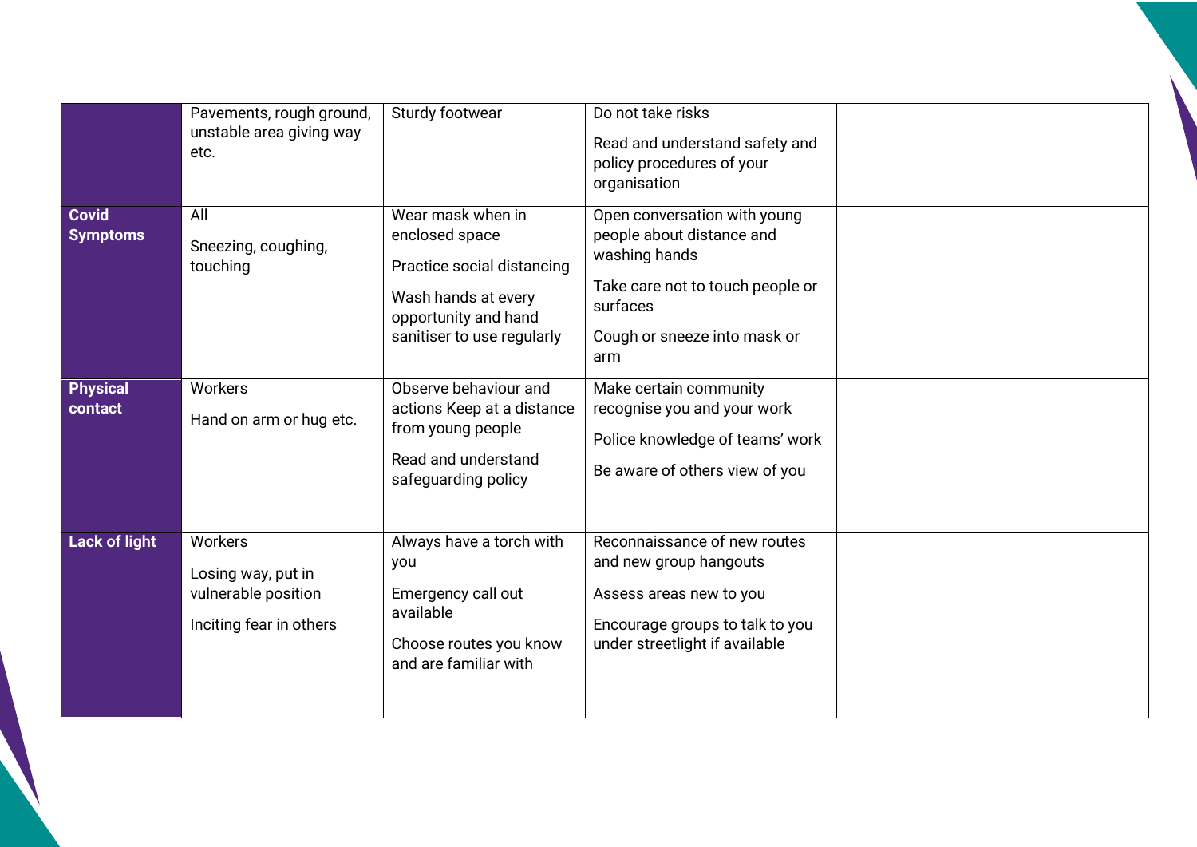| | | | | | | |
|---|---|---|---|---|---|---|
| | Pavements, rough ground, unstable area giving way etc. | Sturdy footwear | Do not take risks<br><br>Read and understand safety and policy procedures of your organisation | | | |
| **Covid Symptoms** | All<br><br>Sneezing, coughing, touching | Wear mask when in enclosed space<br><br>Practice social distancing<br><br>Wash hands at every opportunity and hand sanitiser to use regularly | Open conversation with young people about distance and washing hands<br><br>Take care not to touch people or surfaces<br><br>Cough or sneeze into mask or arm | | | |
| **Physical contact** | Workers<br><br>Hand on arm or hug etc. | Observe behaviour and actions Keep at a distance from young people<br><br>Read and understand safeguarding policy | Make certain community recognise you and your work<br><br>Police knowledge of teams' work<br><br>Be aware of others view of you | | | |
| **Lack of light** | Workers<br><br>Losing way, put in vulnerable position<br><br>Inciting fear in others | Always have a torch with you<br><br>Emergency call out available<br><br>Choose routes you know and are familiar with | Reconnaissance of new routes and new group hangouts<br><br>Assess areas new to you<br><br>Encourage groups to talk to you under streetlight if available | | | |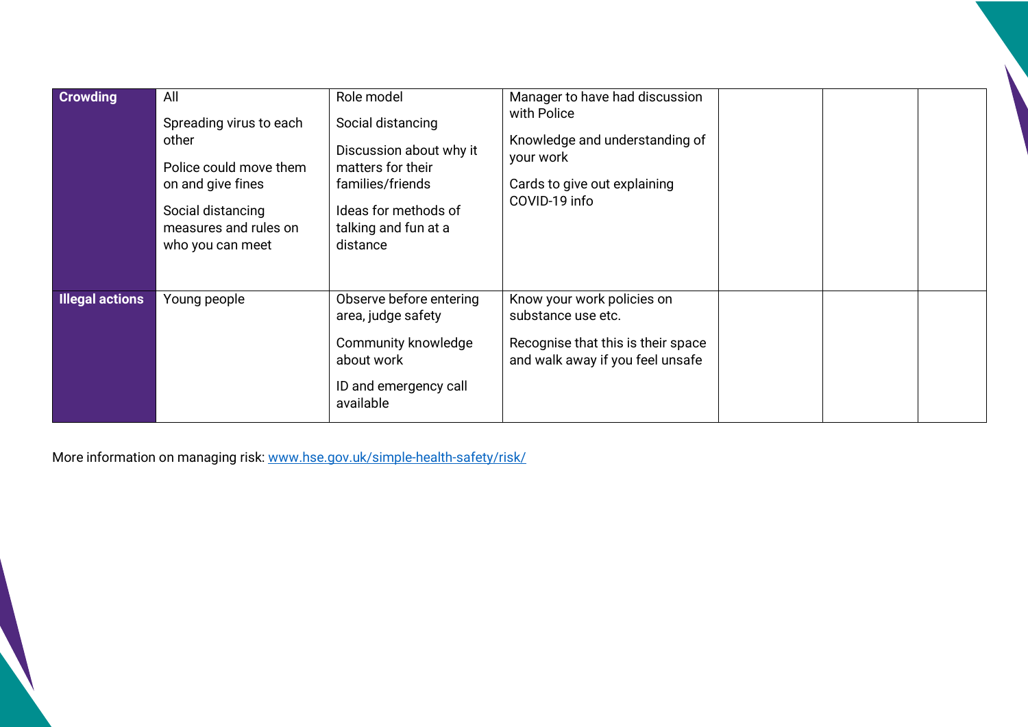| | | | | | | |
|---|---|---|---|---|---|---|
| **Crowding** | All<br><br>Spreading virus to each other<br><br>Police could move them on and give fines<br><br>Social distancing measures and rules on who you can meet | Role model<br><br>Social distancing<br><br>Discussion about why it matters for their families/friends<br><br>Ideas for methods of talking and fun at a distance | Manager to have had discussion with Police<br><br>Knowledge and understanding of your work<br><br>Cards to give out explaining COVID-19 info | | | |
| **Illegal actions** | Young people | Observe before entering area, judge safety<br><br>Community knowledge about work<br><br>ID and emergency call available | Know your work policies on substance use etc.<br><br>Recognise that this is their space and walk away if you feel unsafe | | | |

More information on managing risk: [www.hse.gov.uk/simple-health-safety/risk/](http://www.hse.gov.uk/simple-health-safety/risk/)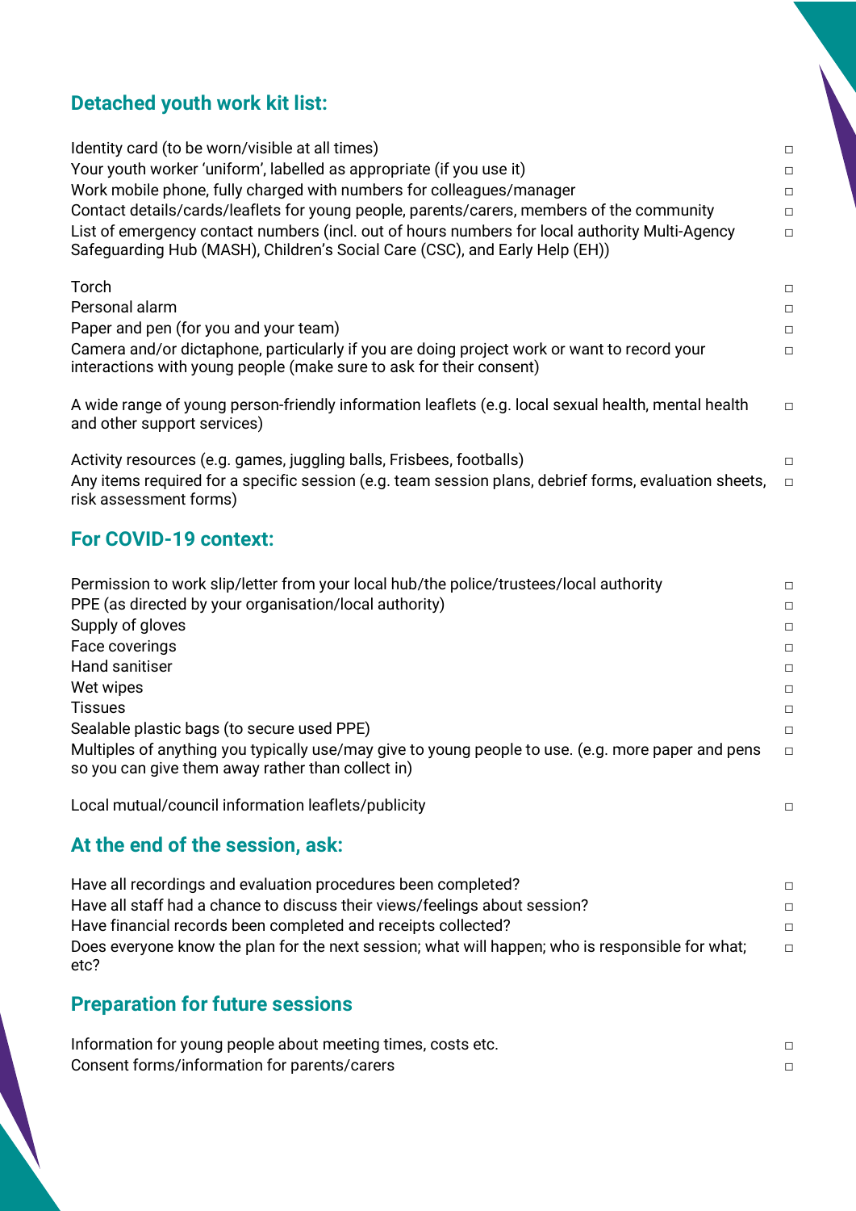## Detached youth work kit list:

- Identity card (to be worn/visible at all times) □
- Your youth worker 'uniform', labelled as appropriate (if you use it) □
- Work mobile phone, fully charged with numbers for colleagues/manager □
- Contact details/cards/leaflets for young people, parents/carers, members of the community □
- List of emergency contact numbers (incl. out of hours numbers for local authority Multi-Agency Safeguarding Hub (MASH), Children's Social Care (CSC), and Early Help (EH)) □

- Torch □
- Personal alarm □
- Paper and pen (for you and your team) □
- Camera and/or dictaphone, particularly if you are doing project work or want to record your interactions with young people (make sure to ask for their consent) □

- A wide range of young person-friendly information leaflets (e.g. local sexual health, mental health and other support services) □

- Activity resources (e.g. games, juggling balls, Frisbees, footballs) □
- Any items required for a specific session (e.g. team session plans, debrief forms, evaluation sheets, risk assessment forms) □

## For COVID-19 context:

- Permission to work slip/letter from your local hub/the police/trustees/local authority □
- PPE (as directed by your organisation/local authority) □
- Supply of gloves □
- Face coverings □
- Hand sanitiser □
- Wet wipes □
- Tissues □
- Sealable plastic bags (to secure used PPE) □
- Multiples of anything you typically use/may give to young people to use. (e.g. more paper and pens so you can give them away rather than collect in) □

- Local mutual/council information leaflets/publicity □

## At the end of the session, ask:

- Have all recordings and evaluation procedures been completed? □
- Have all staff had a chance to discuss their views/feelings about session? □
- Have financial records been completed and receipts collected? □
- Does everyone know the plan for the next session; what will happen; who is responsible for what; etc? □

## Preparation for future sessions

- Information for young people about meeting times, costs etc. □
- Consent forms/information for parents/carers □